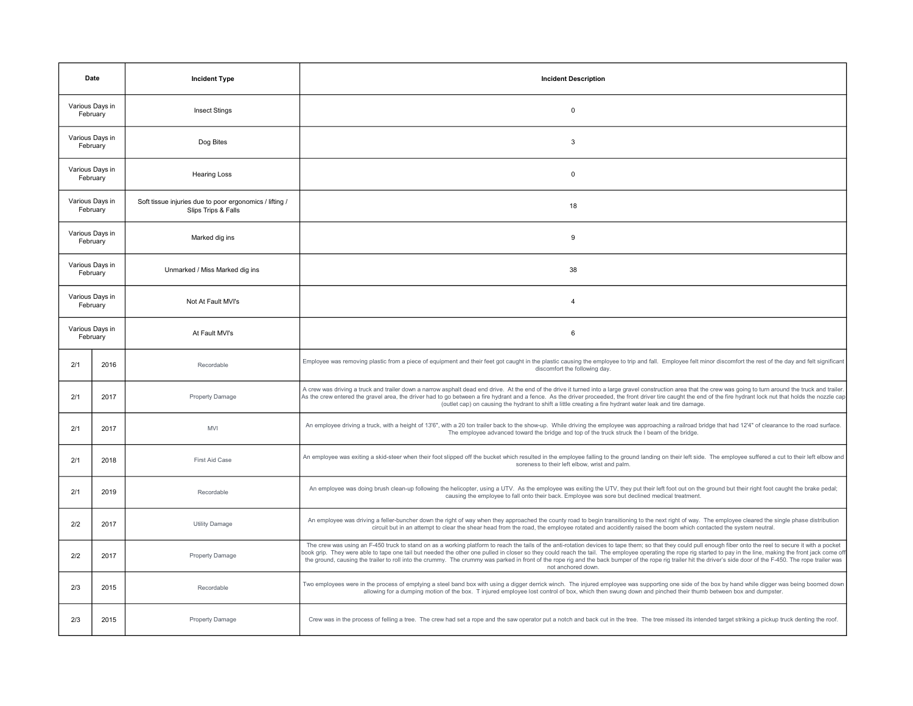| Date | | Incident Type | Incident Description |
|---|---|---|---|
| Various Days in February | | Insect Stings | 0 |
| Various Days in February | | Dog Bites | 3 |
| Various Days in February | | Hearing Loss | 0 |
| Various Days in February | | Soft tissue injuries due to poor ergonomics / lifting / Slips Trips & Falls | 18 |
| Various Days in February | | Marked dig ins | 9 |
| Various Days in February | | Unmarked / Miss Marked dig ins | 38 |
| Various Days in February | | Not At Fault MVI's | 4 |
| Various Days in February | | At Fault MVI's | 6 |
| 2/1 | 2016 | Recordable | Employee was removing plastic from a piece of equipment and their feet got caught in the plastic causing the employee to trip and fall. Employee felt minor discomfort the rest of the day and felt significant discomfort the following day. |
| 2/1 | 2017 | Property Damage | A crew was driving a truck and trailer down a narrow asphalt dead end drive. At the end of the drive it turned into a large gravel construction area that the crew was going to turn around the truck and trailer. As the crew entered the gravel area, the driver had to go between a fire hydrant and a fence. As the driver proceeded, the front driver tire caught the end of the fire hydrant lock nut that holds the nozzle cap (outlet cap) on causing the hydrant to shift a little creating a fire hydrant water leak and tire damage. |
| 2/1 | 2017 | MVI | An employee driving a truck, with a height of 13'6", with a 20 ton trailer back to the show-up. While driving the employee was approaching a railroad bridge that had 12'4" of clearance to the road surface. The employee advanced toward the bridge and top of the truck struck the I beam of the bridge. |
| 2/1 | 2018 | First Aid Case | An employee was exiting a skid-steer when their foot slipped off the bucket which resulted in the employee falling to the ground landing on their left side. The employee suffered a cut to their left elbow and soreness to their left elbow, wrist and palm. |
| 2/1 | 2019 | Recordable | An employee was doing brush clean-up following the helicopter, using a UTV. As the employee was exiting the UTV, they put their left foot out on the ground but their right foot caught the brake pedal; causing the employee to fall onto their back. Employee was sore but declined medical treatment. |
| 2/2 | 2017 | Utility Damage | An employee was driving a feller-buncher down the right of way when they approached the county road to begin transitioning to the next right of way. The employee cleared the single phase distribution circuit but in an attempt to clear the shear head from the road, the employee rotated and accidently raised the boom which contacted the system neutral. |
| 2/2 | 2017 | Property Damage | The crew was using an F-450 truck to stand on as a working platform to reach the tails of the anti-rotation devices to tape them; so that they could pull enough fiber onto the reel to secure it with a pocket book grip. They were able to tape one tail but needed the other one pulled in closer so they could reach the tail. The employee operating the rope rig started to pay in the line, making the front jack come off the ground, causing the trailer to roll into the crummy. The crummy was parked in front of the rope rig and the back bumper of the rope rig trailer hit the driver's side door of the F-450. The rope trailer was not anchored down. |
| 2/3 | 2015 | Recordable | Two employees were in the process of emptying a steel band box with using a digger derrick winch. The injured employee was supporting one side of the box by hand while digger was being boomed down allowing for a dumping motion of the box. T injured employee lost control of box, which then swung down and pinched their thumb between box and dumpster. |
| 2/3 | 2015 | Property Damage | Crew was in the process of felling a tree. The crew had set a rope and the saw operator put a notch and back cut in the tree. The tree missed its intended target striking a pickup truck denting the roof. |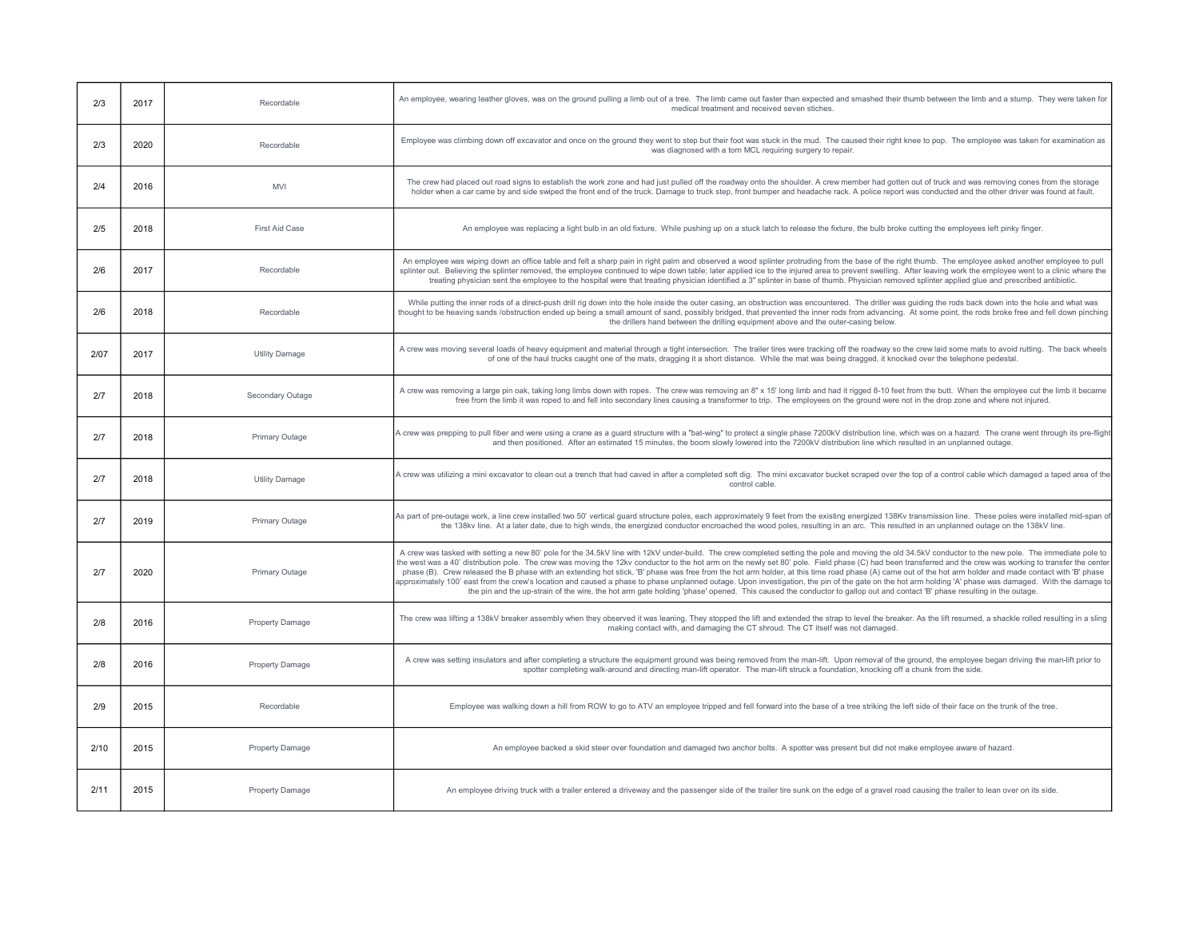| 2/3 | 2017 | Recordable | An employee, wearing leather gloves, was on the ground pulling a limb out of a tree. The limb came out faster than expected and smashed their thumb between the limb and a stump. They were taken for medical treatment and received seven stiches. |
|---|---|---|---|
| 2/3 | 2020 | Recordable | Employee was climbing down off excavator and once on the ground they went to step but their foot was stuck in the mud. The caused their right knee to pop. The employee was taken for examination as was diagnosed with a torn MCL requiring surgery to repair. |
| 2/4 | 2016 | MVI | The crew had placed out road signs to establish the work zone and had just pulled off the roadway onto the shoulder. A crew member had gotten out of truck and was removing cones from the storage holder when a car came by and side swiped the front end of the truck. Damage to truck step, front bumper and headache rack. A police report was conducted and the other driver was found at fault. |
| 2/5 | 2018 | First Aid Case | An employee was replacing a light bulb in an old fixture. While pushing up on a stuck latch to release the fixture, the bulb broke cutting the employees left pinky finger. |
| 2/6 | 2017 | Recordable | An employee was wiping down an office table and felt a sharp pain in right palm and observed a wood splinter protruding from the base of the right thumb. The employee asked another employee to pull splinter out. Believing the splinter removed, the employee continued to wipe down table; later applied ice to the injured area to prevent swelling. After leaving work the employee went to a clinic where the treating physician sent the employee to the hospital were that treating physician identified a 3" splinter in base of thumb. Physician removed splinter applied glue and prescribed antibiotic. |
| 2/6 | 2018 | Recordable | While putting the inner rods of a direct-push drill rig down into the hole inside the outer casing, an obstruction was encountered. The driller was guiding the rods back down into the hole and what was thought to be heaving sands /obstruction ended up being a small amount of sand, possibly bridged, that prevented the inner rods from advancing. At some point, the rods broke free and fell down pinching the drillers hand between the drilling equipment above and the outer-casing below. |
| 2/07 | 2017 | Utility Damage | A crew was moving several loads of heavy equipment and material through a tight intersection. The trailer tires were tracking off the roadway so the crew laid some mats to avoid rutting. The back wheels of one of the haul trucks caught one of the mats, dragging it a short distance. While the mat was being dragged, it knocked over the telephone pedestal. |
| 2/7 | 2018 | Secondary Outage | A crew was removing a large pin oak, taking long limbs down with ropes. The crew was removing an 8" x 15' long limb and had it rigged 8-10 feet from the butt. When the employee cut the limb it became free from the limb it was roped to and fell into secondary lines causing a transformer to trip. The employees on the ground were not in the drop zone and where not injured. |
| 2/7 | 2018 | Primary Outage | A crew was prepping to pull fiber and were using a crane as a guard structure with a "bat-wing" to protect a single phase 7200kV distribution line, which was on a hazard. The crane went through its pre-flight and then positioned. After an estimated 15 minutes, the boom slowly lowered into the 7200kV distribution line which resulted in an unplanned outage. |
| 2/7 | 2018 | Utility Damage | A crew was utilizing a mini excavator to clean out a trench that had caved in after a completed soft dig. The mini excavator bucket scraped over the top of a control cable which damaged a taped area of the control cable. |
| 2/7 | 2019 | Primary Outage | As part of pre-outage work, a line crew installed two 50' vertical guard structure poles, each approximately 9 feet from the existing energized 138Kv transmission line. These poles were installed mid-span of the 138kv line. At a later date, due to high winds, the energized conductor encroached the wood poles, resulting in an arc. This resulted in an unplanned outage on the 138kV line. |
| 2/7 | 2020 | Primary Outage | A crew was tasked with setting a new 80' pole for the 34.5kV line with 12kV under-build. The crew completed setting the pole and moving the old 34.5kV conductor to the new pole. The immediate pole to the west was a 40' distribution pole. The crew was moving the 12kv conductor to the hot arm on the newly set 80' pole. Field phase (C) had been transferred and the crew was working to transfer the center phase (B). Crew released the B phase with an extending hot stick, 'B' phase was free from the hot arm holder, at this time road phase (A) came out of the hot arm holder and made contact with 'B' phase approximately 100' east from the crew's location and caused a phase to phase unplanned outage. Upon investigation, the pin of the gate on the hot arm holding 'A' phase was damaged. With the damage to the pin and the up-strain of the wire, the hot arm gate holding 'phase' opened. This caused the conductor to gallop out and contact 'B' phase resulting in the outage. |
| 2/8 | 2016 | Property Damage | The crew was lifting a 138kV breaker assembly when they observed it was leaning. They stopped the lift and extended the strap to level the breaker. As the lift resumed, a shackle rolled resulting in a sling making contact with, and damaging the CT shroud. The CT itself was not damaged. |
| 2/8 | 2016 | Property Damage | A crew was setting insulators and after completing a structure the equipment ground was being removed from the man-lift. Upon removal of the ground, the employee began driving the man-lift prior to spotter completing walk-around and directing man-lift operator. The man-lift struck a foundation, knocking off a chunk from the side. |
| 2/9 | 2015 | Recordable | Employee was walking down a hill from ROW to go to ATV an employee tripped and fell forward into the base of a tree striking the left side of their face on the trunk of the tree. |
| 2/10 | 2015 | Property Damage | An employee backed a skid steer over foundation and damaged two anchor bolts. A spotter was present but did not make employee aware of hazard. |
| 2/11 | 2015 | Property Damage | An employee driving truck with a trailer entered a driveway and the passenger side of the trailer tire sunk on the edge of a gravel road causing the trailer to lean over on its side. |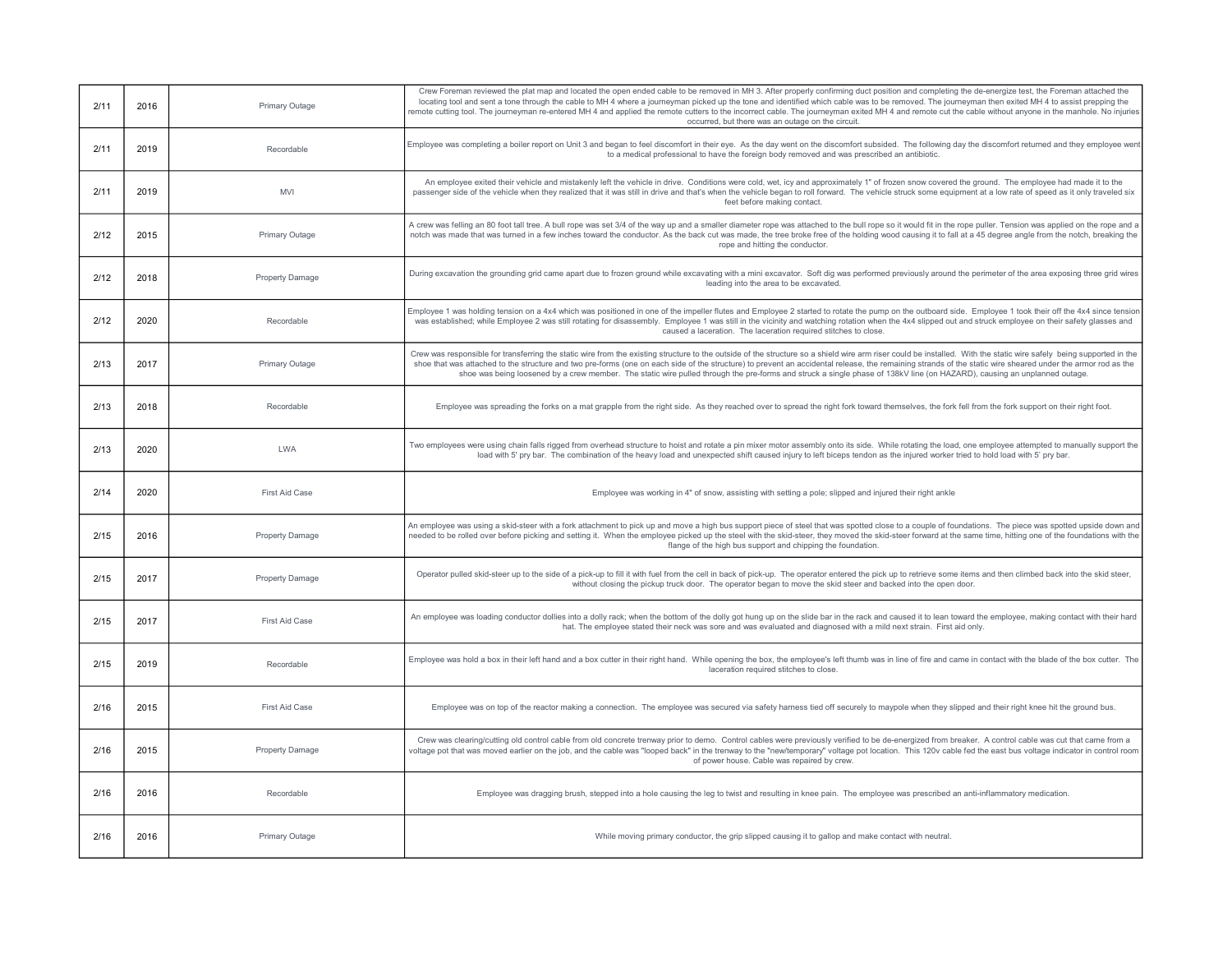| | | | |
|---|---|---|---|
| 2/11 | 2016 | Primary Outage | Crew Foreman reviewed the plat map and located the open ended cable to be removed in MH 3. After properly confirming duct position and completing the de-energize test, the Foreman attached the locating tool and sent a tone through the cable to MH 4 where a journeyman picked up the tone and identified which cable was to be removed. The journeyman then exited MH 4 to assist prepping the remote cutting tool. The journeyman re-entered MH 4 and applied the remote cutters to the incorrect cable. The journeyman exited MH 4 and remote cut the cable without anyone in the manhole. No injuries occurred, but there was an outage on the circuit. |
| 2/11 | 2019 | Recordable | Employee was completing a boiler report on Unit 3 and began to feel discomfort in their eye. As the day went on the discomfort subsided. The following day the discomfort returned and they employee went to a medical professional to have the foreign body removed and was prescribed an antibiotic. |
| 2/11 | 2019 | MVI | An employee exited their vehicle and mistakenly left the vehicle in drive. Conditions were cold, wet, icy and approximately 1" of frozen snow covered the ground. The employee had made it to the passenger side of the vehicle when they realized that it was still in drive and that's when the vehicle began to roll forward. The vehicle struck some equipment at a low rate of speed as it only traveled six feet before making contact. |
| 2/12 | 2015 | Primary Outage | A crew was felling an 80 foot tall tree. A bull rope was set 3/4 of the way up and a smaller diameter rope was attached to the bull rope so it would fit in the rope puller. Tension was applied on the rope and a notch was made that was turned in a few inches toward the conductor. As the back cut was made, the tree broke free of the holding wood causing it to fall at a 45 degree angle from the notch, breaking the rope and hitting the conductor. |
| 2/12 | 2018 | Property Damage | During excavation the grounding grid came apart due to frozen ground while excavating with a mini excavator. Soft dig was performed previously around the perimeter of the area exposing three grid wires leading into the area to be excavated. |
| 2/12 | 2020 | Recordable | Employee 1 was holding tension on a 4x4 which was positioned in one of the impeller flutes and Employee 2 started to rotate the pump on the outboard side. Employee 1 took their off the 4x4 since tension was established; while Employee 2 was still rotating for disassembly. Employee 1 was still in the vicinity and watching rotation when the 4x4 slipped out and struck employee on their safety glasses and caused a laceration. The laceration required stitches to close. |
| 2/13 | 2017 | Primary Outage | Crew was responsible for transferring the static wire from the existing structure to the outside of the structure so a shield wire arm riser could be installed. With the static wire safely being supported in the shoe that was attached to the structure and two pre-forms (one on each side of the structure) to prevent an accidental release, the remaining strands of the static wire sheared under the armor rod as the shoe was being loosened by a crew member. The static wire pulled through the pre-forms and struck a single phase of 138kV line (on HAZARD), causing an unplanned outage. |
| 2/13 | 2018 | Recordable | Employee was spreading the forks on a mat grapple from the right side. As they reached over to spread the right fork toward themselves, the fork fell from the fork support on their right foot. |
| 2/13 | 2020 | LWA | Two employees were using chain falls rigged from overhead structure to hoist and rotate a pin mixer motor assembly onto its side. While rotating the load, one employee attempted to manually support the load with 5' pry bar. The combination of the heavy load and unexpected shift caused injury to left biceps tendon as the injured worker tried to hold load with 5' pry bar. |
| 2/14 | 2020 | First Aid Case | Employee was working in 4" of snow, assisting with setting a pole; slipped and injured their right ankle |
| 2/15 | 2016 | Property Damage | An employee was using a skid-steer with a fork attachment to pick up and move a high bus support piece of steel that was spotted close to a couple of foundations. The piece was spotted upside down and needed to be rolled over before picking and setting it. When the employee picked up the steel with the skid-steer, they moved the skid-steer forward at the same time, hitting one of the foundations with the flange of the high bus support and chipping the foundation. |
| 2/15 | 2017 | Property Damage | Operator pulled skid-steer up to the side of a pick-up to fill it with fuel from the cell in back of pick-up. The operator entered the pick up to retrieve some items and then climbed back into the skid steer, without closing the pickup truck door. The operator began to move the skid steer and backed into the open door. |
| 2/15 | 2017 | First Aid Case | An employee was loading conductor dollies into a dolly rack; when the bottom of the dolly got hung up on the slide bar in the rack and caused it to lean toward the employee, making contact with their hard hat. The employee stated their neck was sore and was evaluated and diagnosed with a mild next strain. First aid only. |
| 2/15 | 2019 | Recordable | Employee was hold a box in their left hand and a box cutter in their right hand. While opening the box, the employee's left thumb was in line of fire and came in contact with the blade of the box cutter. The laceration required stitches to close. |
| 2/16 | 2015 | First Aid Case | Employee was on top of the reactor making a connection. The employee was secured via safety harness tied off securely to maypole when they slipped and their right knee hit the ground bus. |
| 2/16 | 2015 | Property Damage | Crew was clearing/cutting old control cable from old concrete trenway prior to demo. Control cables were previously verified to be de-energized from breaker. A control cable was cut that came from a voltage pot that was moved earlier on the job, and the cable was "looped back" in the trenway to the "new/temporary" voltage pot location. This 120v cable fed the east bus voltage indicator in control room of power house. Cable was repaired by crew. |
| 2/16 | 2016 | Recordable | Employee was dragging brush, stepped into a hole causing the leg to twist and resulting in knee pain. The employee was prescribed an anti-inflammatory medication. |
| 2/16 | 2016 | Primary Outage | While moving primary conductor, the grip slipped causing it to gallop and make contact with neutral. |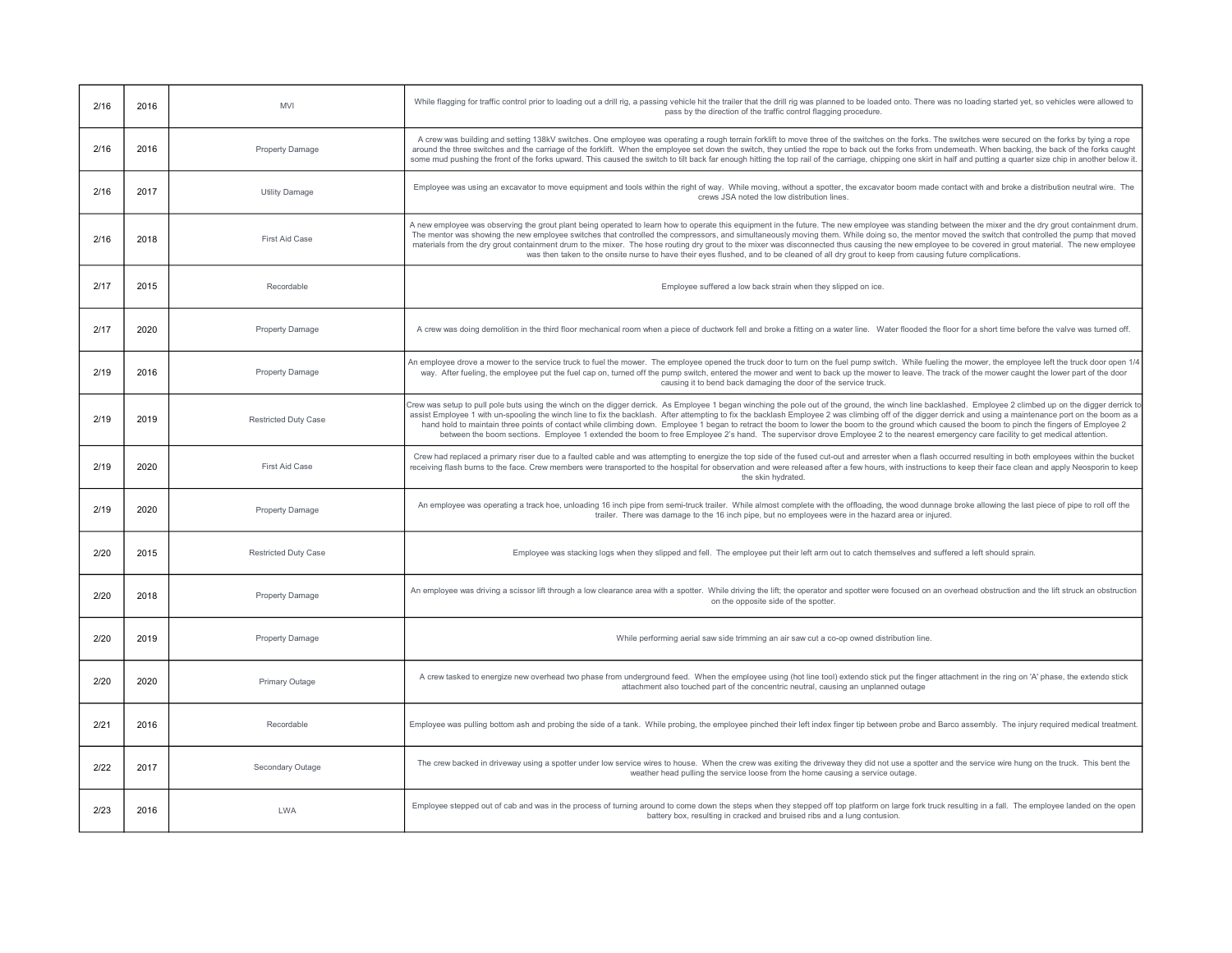| | | | |
|---|---|---|---|
| 2/16 | 2016 | MVI | While flagging for traffic control prior to loading out a drill rig, a passing vehicle hit the trailer that the drill rig was planned to be loaded onto. There was no loading started yet, so vehicles were allowed to pass by the direction of the traffic control flagging procedure. |
| 2/16 | 2016 | Property Damage | A crew was building and setting 138kV switches. One employee was operating a rough terrain forklift to move three of the switches on the forks. The switches were secured on the forks by tying a rope around the three switches and the carriage of the forklift. When the employee set down the switch, they untied the rope to back out the forks from underneath. When backing, the back of the forks caught some mud pushing the front of the forks upward. This caused the switch to tilt back far enough hitting the top rail of the carriage, chipping one skirt in half and putting a quarter size chip in another below it. |
| 2/16 | 2017 | Utility Damage | Employee was using an excavator to move equipment and tools within the right of way. While moving, without a spotter, the excavator boom made contact with and broke a distribution neutral wire. The crews JSA noted the low distribution lines. |
| 2/16 | 2018 | First Aid Case | A new employee was observing the grout plant being operated to learn how to operate this equipment in the future. The new employee was standing between the mixer and the dry grout containment drum. The mentor was showing the new employee switches that controlled the compressors, and simultaneously moving them. While doing so, the mentor moved the switch that controlled the pump that moved materials from the dry grout containment drum to the mixer. The hose routing dry grout to the mixer was disconnected thus causing the new employee to be covered in grout material. The new employee was then taken to the onsite nurse to have their eyes flushed, and to be cleaned of all dry grout to keep from causing future complications. |
| 2/17 | 2015 | Recordable | Employee suffered a low back strain when they slipped on ice. |
| 2/17 | 2020 | Property Damage | A crew was doing demolition in the third floor mechanical room when a piece of ductwork fell and broke a fitting on a water line. Water flooded the floor for a short time before the valve was turned off. |
| 2/19 | 2016 | Property Damage | An employee drove a mower to the service truck to fuel the mower. The employee opened the truck door to turn on the fuel pump switch. While fueling the mower, the employee left the truck door open 1/4 way. After fueling, the employee put the fuel cap on, turned off the pump switch, entered the mower and went to back up the mower to leave. The track of the mower caught the lower part of the door causing it to bend back damaging the door of the service truck. |
| 2/19 | 2019 | Restricted Duty Case | Crew was setup to pull pole buts using the winch on the digger derrick. As Employee 1 began winching the pole out of the ground, the winch line backlashed. Employee 2 climbed up on the digger derrick to assist Employee 1 with un-spooling the winch line to fix the backlash. After attempting to fix the backlash Employee 2 was climbing off of the digger derrick and using a maintenance port on the boom as a hand hold to maintain three points of contact while climbing down. Employee 1 began to retract the boom to lower the boom to the ground which caused the boom to pinch the fingers of Employee 2 between the boom sections. Employee 1 extended the boom to free Employee 2's hand. The supervisor drove Employee 2 to the nearest emergency care facility to get medical attention. |
| 2/19 | 2020 | First Aid Case | Crew had replaced a primary riser due to a faulted cable and was attempting to energize the top side of the fused cut-out and arrester when a flash occurred resulting in both employees within the bucket receiving flash burns to the face. Crew members were transported to the hospital for observation and were released after a few hours, with instructions to keep their face clean and apply Neosporin to keep the skin hydrated. |
| 2/19 | 2020 | Property Damage | An employee was operating a track hoe, unloading 16 inch pipe from semi-truck trailer. While almost complete with the offloading, the wood dunnage broke allowing the last piece of pipe to roll off the trailer. There was damage to the 16 inch pipe, but no employees were in the hazard area or injured. |
| 2/20 | 2015 | Restricted Duty Case | Employee was stacking logs when they slipped and fell. The employee put their left arm out to catch themselves and suffered a left should sprain. |
| 2/20 | 2018 | Property Damage | An employee was driving a scissor lift through a low clearance area with a spotter. While driving the lift; the operator and spotter were focused on an overhead obstruction and the lift struck an obstruction on the opposite side of the spotter. |
| 2/20 | 2019 | Property Damage | While performing aerial saw side trimming an air saw cut a co-op owned distribution line. |
| 2/20 | 2020 | Primary Outage | A crew tasked to energize new overhead two phase from underground feed. When the employee using (hot line tool) extendo stick put the finger attachment in the ring on 'A' phase, the extendo stick attachment also touched part of the concentric neutral, causing an unplanned outage |
| 2/21 | 2016 | Recordable | Employee was pulling bottom ash and probing the side of a tank. While probing, the employee pinched their left index finger tip between probe and Barco assembly. The injury required medical treatment. |
| 2/22 | 2017 | Secondary Outage | The crew backed in driveway using a spotter under low service wires to house. When the crew was exiting the driveway they did not use a spotter and the service wire hung on the truck. This bent the weather head pulling the service loose from the home causing a service outage. |
| 2/23 | 2016 | LWA | Employee stepped out of cab and was in the process of turning around to come down the steps when they stepped off top platform on large fork truck resulting in a fall. The employee landed on the open battery box, resulting in cracked and bruised ribs and a lung contusion. |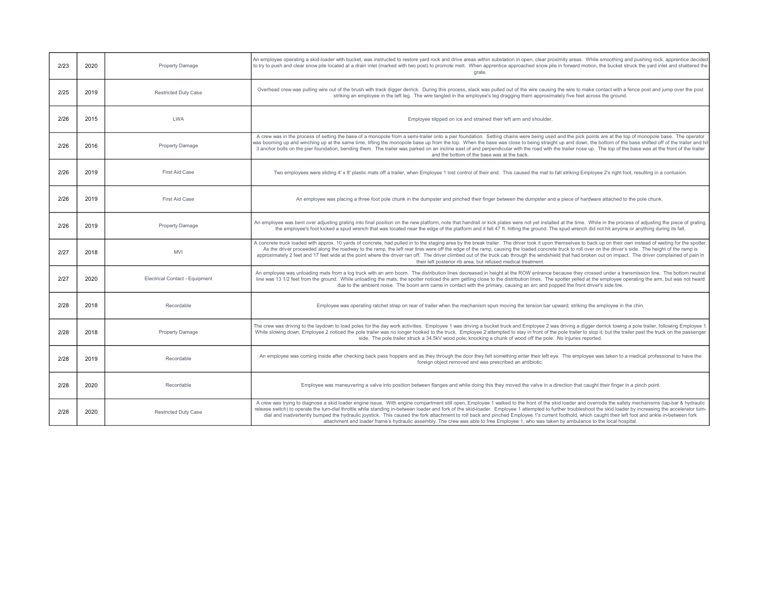| | | | |
|---|---|---|---|
| 2/23 | 2020 | Property Damage | An employee operating a skid-loader with bucket, was instructed to restore yard rock and drive areas within substation in open, clear proximity areas. While smoothing and pushing rock, apprentice decided to try to push and clear snow pile located at a drain inlet (marked with two post) to promote melt. When apprentice approached snow pile in forward motion, the bucket struck the yard inlet and shattered the grate. |
| 2/25 | 2019 | Restricted Duty Case | Overhead crew was pulling wire out of the brush with track digger derrick. During this process, slack was pulled out of the wire causing the wire to make contact with a fence post and jump over the post striking an employee in the left leg. The wire tangled in the employee's leg dragging them approximately five feet across the ground. |
| 2/26 | 2015 | LWA | Employee slipped on ice and strained their left arm and shoulder. |
| 2/26 | 2016 | Property Damage | A crew was in the process of setting the base of a monopole from a semi-trailer onto a pier foundation. Setting chains were being used and the pick points are at the top of monopole base. The operator was booming up and winching up at the same time, lifting the monopole base up from the top. When the base was close to being straight up and down, the bottom of the base shifted off of the trailer and hit 3 anchor bolts on the pier foundation, bending them. The trailer was parked on an incline east of and perpendicular with the road with the trailer nose up. The top of the base was at the front of the trailer and the bottom of the base was at the back. |
| 2/26 | 2019 | First Aid Case | Two employees were sliding 4' x 8' plastic mats off a trailer, when Employee 1 lost control of their end. This caused the mat to fall striking Employee 2's right foot, resulting in a contusion. |
| 2/26 | 2019 | First Aid Case | An employee was placing a three foot pole chunk in the dumpster and pinched their finger between the dumpster and a piece of hardware attached to the pole chunk. |
| 2/26 | 2019 | Property Damage | An employee was bent over adjusting grating into final position on the new platform, note that handrail or kick plates were not yet installed at the time. While in the process of adjusting the piece of grating, the employee's foot kicked a spud wrench that was located near the edge of the platform and it fell 47 ft. hitting the ground. The spud wrench did not hit anyone or anything during its fall. |
| 2/27 | 2018 | MVI | A concrete truck loaded with approx. 10 yards of concrete, had pulled in to the staging area by the break trailer. The driver took it upon themselves to back up on their own instead of waiting for the spotter. As the driver proceeded along the roadway to the ramp, the left rear tires were off the edge of the ramp, causing the loaded concrete truck to roll over on the driver's side. The height of the ramp is approximately 2 feet and 17 feet wide at the point where the driver ran off. The driver climbed out of the truck cab through the windshield that had broken out on impact. The driver complained of pain in their left posterior rib area, but refused medical treatment. |
| 2/27 | 2020 | Electrical Contact - Equipment | An employee was unloading mats from a log truck with an arm boom. The distribution lines decreased in height at the ROW entrance because they crossed under a transmission line. The bottom neutral line was 13 1/2 feet from the ground. While unloading the mats, the spotter noticed the arm getting close to the distribution lines. The spotter yelled at the employee operating the arm, but was not heard due to the ambient noise. The boom arm came in contact with the primary, causing an arc and popped the front driver's side tire. |
| 2/28 | 2018 | Recordable | Employee was operating ratchet strap on rear of trailer when the mechanism spun moving the tension bar upward; striking the employee in the chin. |
| 2/28 | 2018 | Property Damage | The crew was driving to the laydown to load poles for the day work activities. Employee 1 was driving a bucket truck and Employee 2 was driving a digger derrick towing a pole trailer, following Employee 1. While slowing down, Employee 2 noticed the pole trailer was no longer hooked to the truck. Employee 2 attempted to stay in front of the pole trailer to stop it, but the trailer past the truck on the passenger side. The pole trailer struck a 34.5kV wood pole; knocking a chunk of wood off the pole. No injuries reported. |
| 2/28 | 2019 | Recordable | An employee was coming inside after checking back pass hoppers and as they through the door they felt something enter their left eye. The employee was taken to a medical professional to have the foreign object removed and was prescribed an antibiotic. |
| 2/28 | 2020 | Recordable | Employee was maneuvering a valve into position between flanges and while doing this they moved the valve in a direction that caught their finger in a pinch point. |
| 2/28 | 2020 | Restricted Duty Case | A crew was trying to diagnose a skid loader engine issue. With engine compartment still open, Employee 1 walked to the front of the skid loader and overrode the safety mechanisms (lap-bar & hydraulic release switch) to operate the turn-dial throttle while standing in-between loader and fork of the skid-loader. Employee 1 attempted to further troubleshoot the skid loader by increasing the accelerator turn-dial and inadvertently bumped the hydraulic joystick. This caused the fork attachment to roll back and pinched Employee 1's current foothold, which caught their left foot and ankle in-between fork attachment and loader frame's hydraulic assembly. The crew was able to free Employee 1, who was taken by ambulance to the local hospital. |